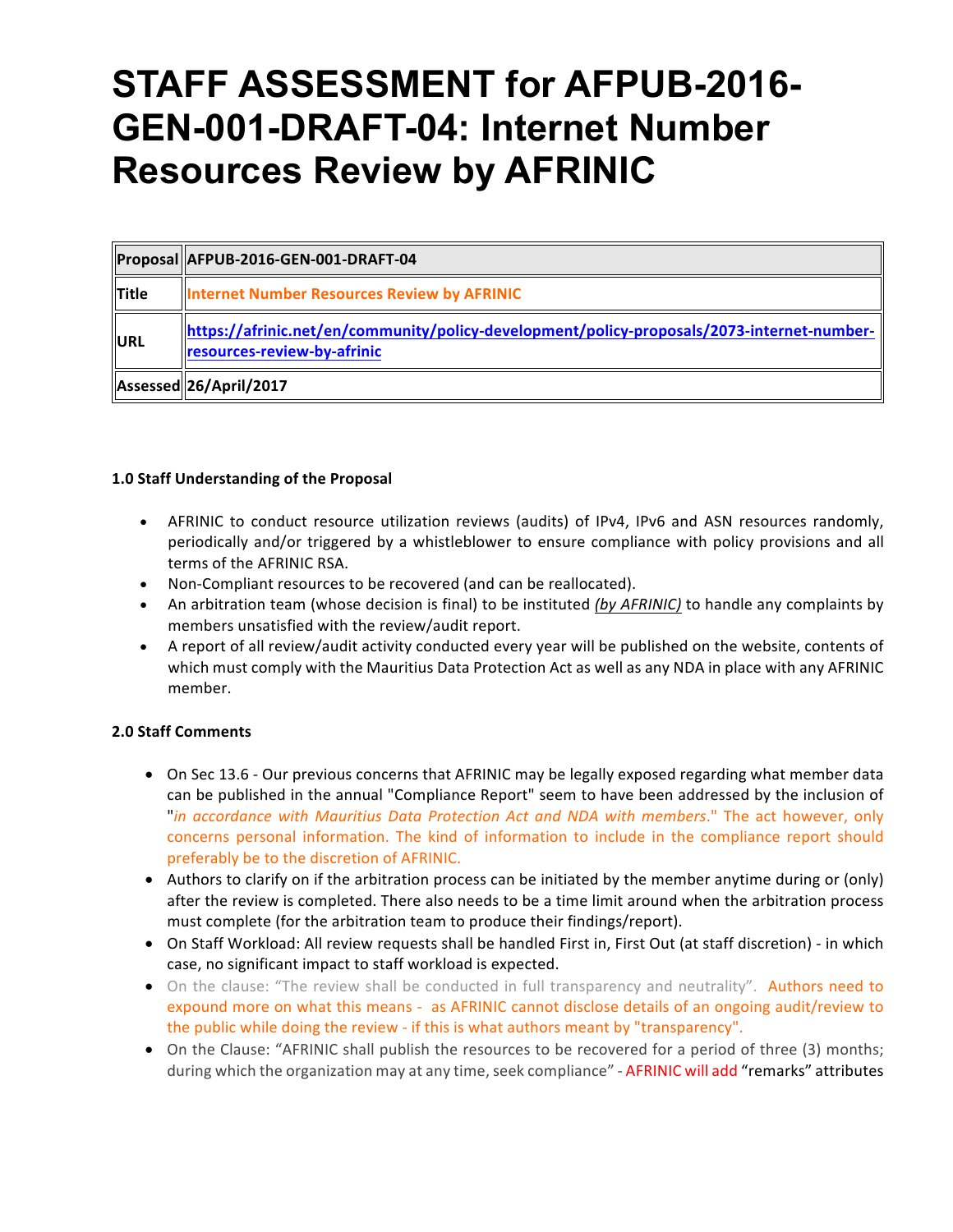# STAFF ASSESSMENT for AFPUB-2016-GEN-001-DRAFT-04: Internet Number Resources Review by AFRINIC

| Proposal | AFPUB-2016-GEN-001-DRAFT-04 |
|---|---|
| Title | Internet Number Resources Review by AFRINIC |
| URL | https://afrinic.net/en/community/policy-development/policy-proposals/2073-internet-number-resources-review-by-afrinic |
| Assessed | 26/April/2017 |

**1.0 Staff Understanding of the Proposal**

- AFRINIC to conduct resource utilization reviews (audits) of IPv4, IPv6 and ASN resources randomly, periodically and/or triggered by a whistleblower to ensure compliance with policy provisions and all terms of the AFRINIC RSA.
- Non-Compliant resources to be recovered (and can be reallocated).
- An arbitration team (whose decision is final) to be instituted *(by AFRINIC)* to handle any complaints by members unsatisfied with the review/audit report.
- A report of all review/audit activity conducted every year will be published on the website, contents of which must comply with the Mauritius Data Protection Act as well as any NDA in place with any AFRINIC member.

**2.0 Staff Comments**

- On Sec 13.6 - Our previous concerns that AFRINIC may be legally exposed regarding what member data can be published in the annual "Compliance Report" seem to have been addressed by the inclusion of "*in accordance with Mauritius Data Protection Act and NDA with members*." The act however, only concerns personal information. The kind of information to include in the compliance report should preferably be to the discretion of AFRINIC.
- Authors to clarify on if the arbitration process can be initiated by the member anytime during or (only) after the review is completed. There also needs to be a time limit around when the arbitration process must complete (for the arbitration team to produce their findings/report).
- On Staff Workload: All review requests shall be handled First in, First Out (at staff discretion) - in which case, no significant impact to staff workload is expected.
- On the clause: "The review shall be conducted in full transparency and neutrality". Authors need to expound more on what this means - as AFRINIC cannot disclose details of an ongoing audit/review to the public while doing the review - if this is what authors meant by "transparency".
- On the Clause: "AFRINIC shall publish the resources to be recovered for a period of three (3) months; during which the organization may at any time, seek compliance" - AFRINIC will add "remarks" attributes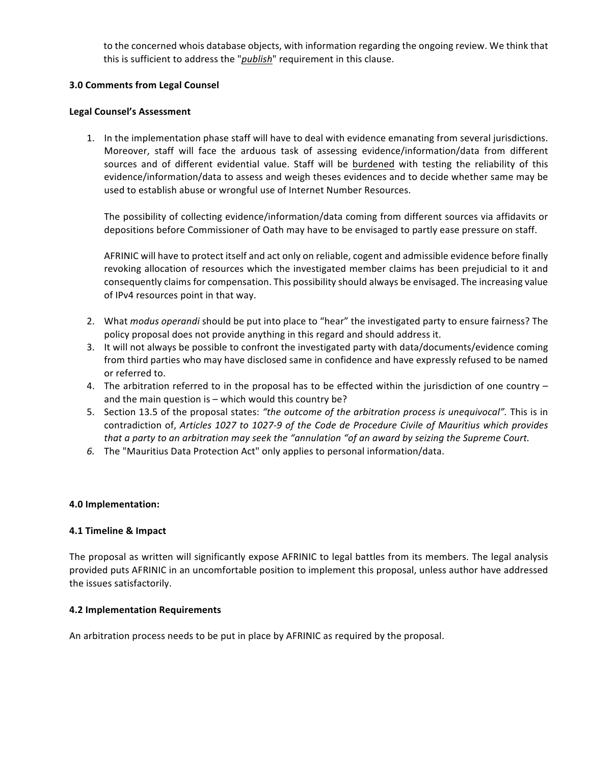to the concerned whois database objects, with information regarding the ongoing review. We think that this is sufficient to address the "*publish*" requirement in this clause.

### 3.0 Comments from Legal Counsel

**Legal Counsel's Assessment**

1. In the implementation phase staff will have to deal with evidence emanating from several jurisdictions. Moreover, staff will face the arduous task of assessing evidence/information/data from different sources and of different evidential value. Staff will be burdened with testing the reliability of this evidence/information/data to assess and weigh theses evidences and to decide whether same may be used to establish abuse or wrongful use of Internet Number Resources.

   The possibility of collecting evidence/information/data coming from different sources via affidavits or depositions before Commissioner of Oath may have to be envisaged to partly ease pressure on staff.

   AFRINIC will have to protect itself and act only on reliable, cogent and admissible evidence before finally revoking allocation of resources which the investigated member claims has been prejudicial to it and consequently claims for compensation. This possibility should always be envisaged. The increasing value of IPv4 resources point in that way.

2. What *modus operandi* should be put into place to "hear" the investigated party to ensure fairness? The policy proposal does not provide anything in this regard and should address it.
3. It will not always be possible to confront the investigated party with data/documents/evidence coming from third parties who may have disclosed same in confidence and have expressly refused to be named or referred to.
4. The arbitration referred to in the proposal has to be effected within the jurisdiction of one country – and the main question is – which would this country be?
5. Section 13.5 of the proposal states: *"the outcome of the arbitration process is unequivocal".* This is in contradiction of, *Articles 1027 to 1027-9 of the Code de Procedure Civile of Mauritius which provides that a party to an arbitration may seek the "annulation "of an award by seizing the Supreme Court.*
6. The "Mauritius Data Protection Act" only applies to personal information/data.

### 4.0 Implementation:

#### 4.1 Timeline & Impact

The proposal as written will significantly expose AFRINIC to legal battles from its members. The legal analysis provided puts AFRINIC in an uncomfortable position to implement this proposal, unless author have addressed the issues satisfactorily.

#### 4.2 Implementation Requirements

An arbitration process needs to be put in place by AFRINIC as required by the proposal.